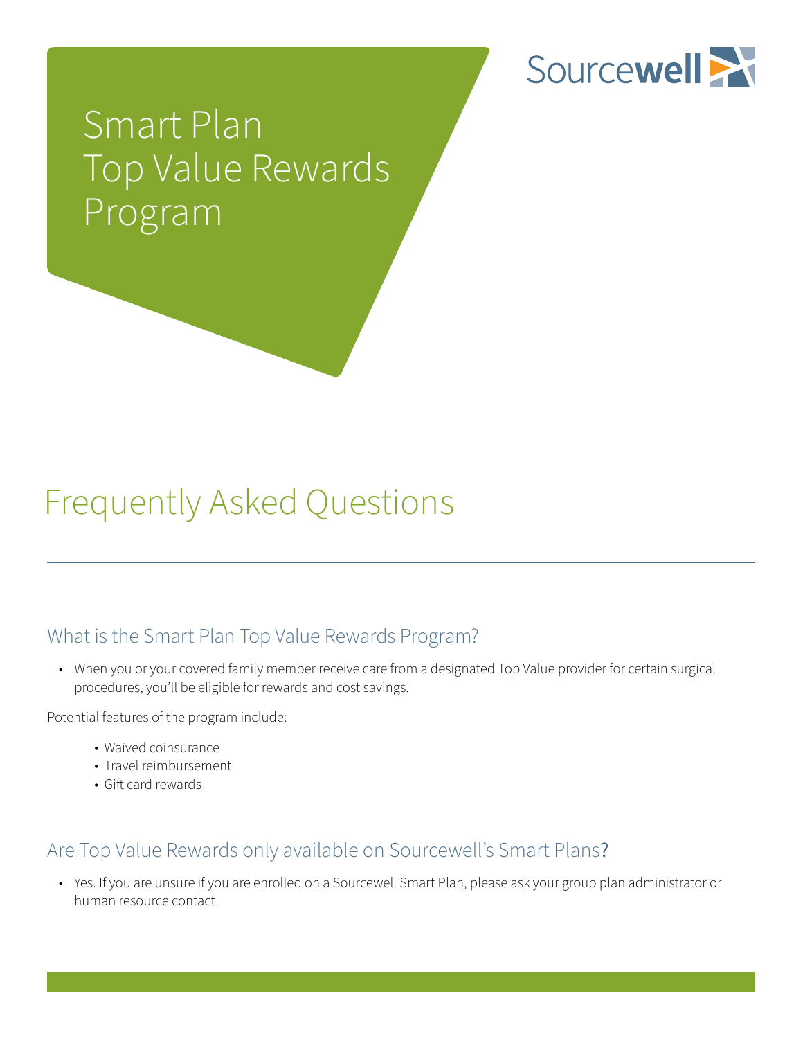# Smart Plan Top Value Rewards Program

Sourcewell

## Frequently Asked Questions

### What is the Smart Plan Top Value Rewards Program?

- When you or your covered family member receive care from a designated Top Value provider for certain surgical procedures, you'll be eligible for rewards and cost savings.

Potential features of the program include:

- Waived coinsurance
- Travel reimbursement
- Gift card rewards

### Are Top Value Rewards only available on Sourcewell's Smart Plans?

- Yes. If you are unsure if you are enrolled on a Sourcewell Smart Plan, please ask your group plan administrator or human resource contact.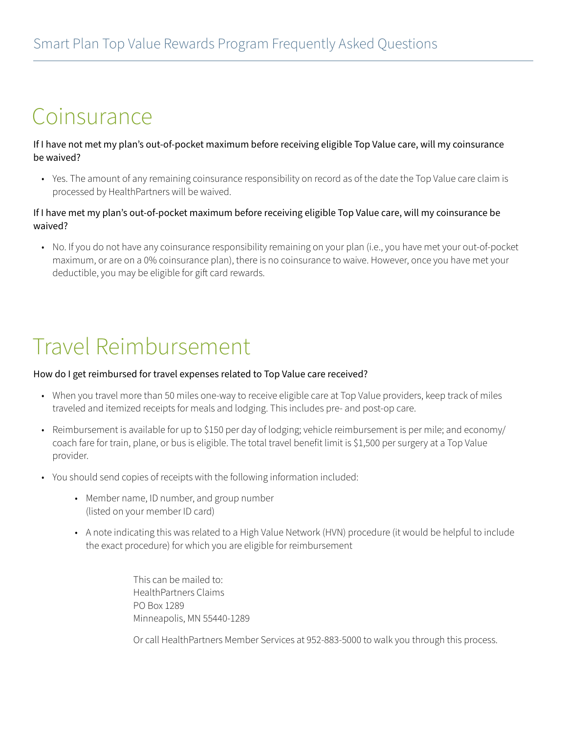# Coinsurance

**If I have not met my plan's out-of-pocket maximum before receiving eligible Top Value care, will my coinsurance be waived?**

- Yes. The amount of any remaining coinsurance responsibility on record as of the date the Top Value care claim is processed by HealthPartners will be waived.

**If I have met my plan's out-of-pocket maximum before receiving eligible Top Value care, will my coinsurance be waived?**

- No. If you do not have any coinsurance responsibility remaining on your plan (i.e., you have met your out-of-pocket maximum, or are on a 0% coinsurance plan), there is no coinsurance to waive. However, once you have met your deductible, you may be eligible for gift card rewards.

# Travel Reimbursement

**How do I get reimbursed for travel expenses related to Top Value care received?**

- When you travel more than 50 miles one-way to receive eligible care at Top Value providers, keep track of miles traveled and itemized receipts for meals and lodging. This includes pre- and post-op care.
- Reimbursement is available for up to $150 per day of lodging; vehicle reimbursement is per mile; and economy/coach fare for train, plane, or bus is eligible. The total travel benefit limit is $1,500 per surgery at a Top Value provider.
- You should send copies of receipts with the following information included:
  - Member name, ID number, and group number (listed on your member ID card)
  - A note indicating this was related to a High Value Network (HVN) procedure (it would be helpful to include the exact procedure) for which you are eligible for reimbursement

  This can be mailed to:
  HealthPartners Claims
  PO Box 1289
  Minneapolis, MN 55440-1289

  Or call HealthPartners Member Services at 952-883-5000 to walk you through this process.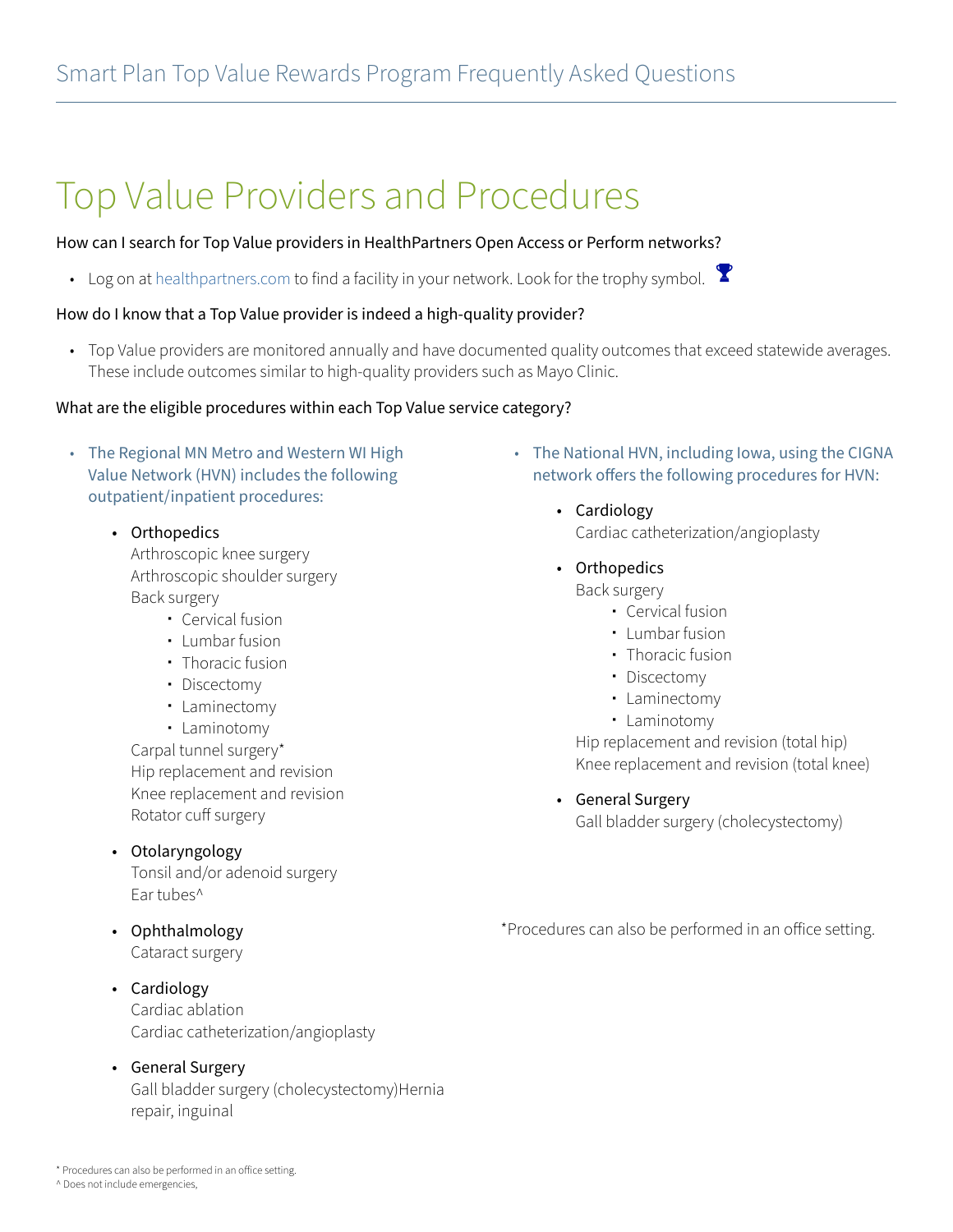# Top Value Providers and Procedures

How can I search for Top Value providers in HealthPartners Open Access or Perform networks?

- Log on at healthpartners.com to find a facility in your network. Look for the trophy symbol.

How do I know that a Top Value provider is indeed a high-quality provider?

- Top Value providers are monitored annually and have documented quality outcomes that exceed statewide averages. These include outcomes similar to high-quality providers such as Mayo Clinic.

What are the eligible procedures within each Top Value service category?

- The Regional MN Metro and Western WI High Value Network (HVN) includes the following outpatient/inpatient procedures:
  - Orthopedics
    Arthroscopic knee surgery
    Arthroscopic shoulder surgery
    Back surgery
    - Cervical fusion
    - Lumbar fusion
    - Thoracic fusion
    - Discectomy
    - Laminectomy
    - Laminotomy

    Carpal tunnel surgery*
    Hip replacement and revision
    Knee replacement and revision
    Rotator cuff surgery
  - Otolaryngology
    Tonsil and/or adenoid surgery
    Ear tubes^
  - Ophthalmology
    Cataract surgery
  - Cardiology
    Cardiac ablation
    Cardiac catheterization/angioplasty
  - General Surgery
    Gall bladder surgery (cholecystectomy)Hernia repair, inguinal

- The National HVN, including Iowa, using the CIGNA network offers the following procedures for HVN:
  - Cardiology
    Cardiac catheterization/angioplasty
  - Orthopedics
    Back surgery
    - Cervical fusion
    - Lumbar fusion
    - Thoracic fusion
    - Discectomy
    - Laminectomy
    - Laminotomy

    Hip replacement and revision (total hip)
    Knee replacement and revision (total knee)
  - General Surgery
    Gall bladder surgery (cholecystectomy)

*Procedures can also be performed in an office setting.

\* Procedures can also be performed in an office setting.
^ Does not include emergencies,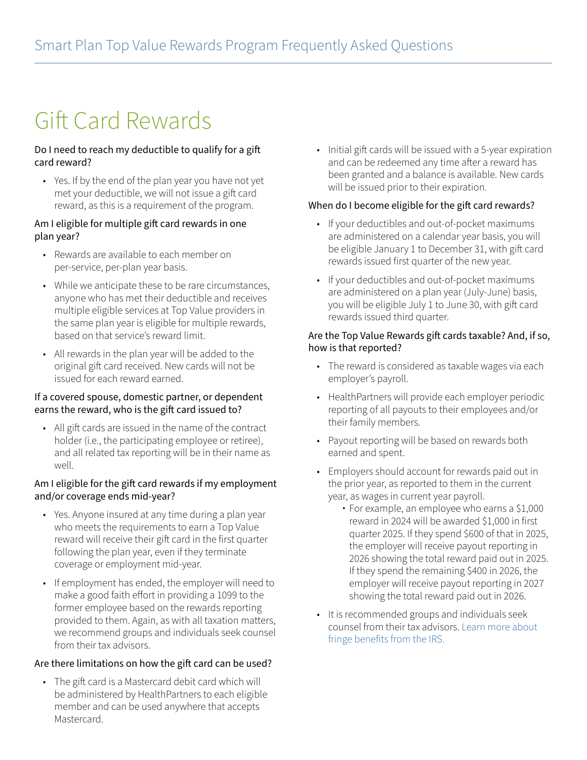# Gift Card Rewards

**Do I need to reach my deductible to qualify for a gift card reward?**

- Yes. If by the end of the plan year you have not yet met your deductible, we will not issue a gift card reward, as this is a requirement of the program.

**Am I eligible for multiple gift card rewards in one plan year?**

- Rewards are available to each member on per-service, per-plan year basis.
- While we anticipate these to be rare circumstances, anyone who has met their deductible and receives multiple eligible services at Top Value providers in the same plan year is eligible for multiple rewards, based on that service's reward limit.
- All rewards in the plan year will be added to the original gift card received. New cards will not be issued for each reward earned.

**If a covered spouse, domestic partner, or dependent earns the reward, who is the gift card issued to?**

- All gift cards are issued in the name of the contract holder (i.e., the participating employee or retiree), and all related tax reporting will be in their name as well.

**Am I eligible for the gift card rewards if my employment and/or coverage ends mid-year?**

- Yes. Anyone insured at any time during a plan year who meets the requirements to earn a Top Value reward will receive their gift card in the first quarter following the plan year, even if they terminate coverage or employment mid-year.
- If employment has ended, the employer will need to make a good faith effort in providing a 1099 to the former employee based on the rewards reporting provided to them. Again, as with all taxation matters, we recommend groups and individuals seek counsel from their tax advisors.

**Are there limitations on how the gift card can be used?**

- The gift card is a Mastercard debit card which will be administered by HealthPartners to each eligible member and can be used anywhere that accepts Mastercard.
- Initial gift cards will be issued with a 5-year expiration and can be redeemed any time after a reward has been granted and a balance is available. New cards will be issued prior to their expiration.

**When do I become eligible for the gift card rewards?**

- If your deductibles and out-of-pocket maximums are administered on a calendar year basis, you will be eligible January 1 to December 31, with gift card rewards issued first quarter of the new year.
- If your deductibles and out-of-pocket maximums are administered on a plan year (July-June) basis, you will be eligible July 1 to June 30, with gift card rewards issued third quarter.

**Are the Top Value Rewards gift cards taxable? And, if so, how is that reported?**

- The reward is considered as taxable wages via each employer's payroll.
- HealthPartners will provide each employer periodic reporting of all payouts to their employees and/or their family members.
- Payout reporting will be based on rewards both earned and spent.
- Employers should account for rewards paid out in the prior year, as reported to them in the current year, as wages in current year payroll.
  - For example, an employee who earns a $1,000 reward in 2024 will be awarded $1,000 in first quarter 2025. If they spend $600 of that in 2025, the employer will receive payout reporting in 2026 showing the total reward paid out in 2025. If they spend the remaining $400 in 2026, the employer will receive payout reporting in 2027 showing the total reward paid out in 2026.
- It is recommended groups and individuals seek counsel from their tax advisors. Learn more about fringe benefits from the IRS.